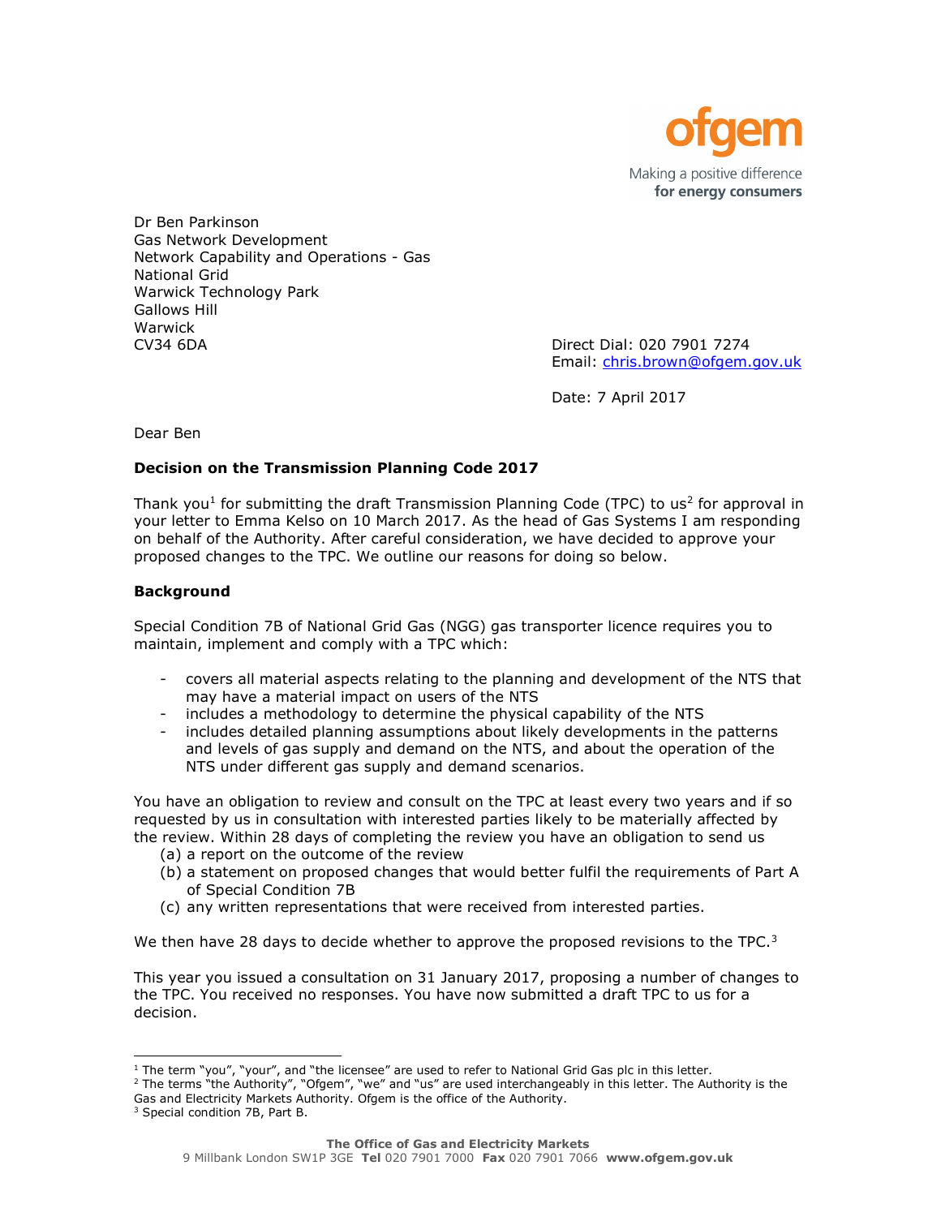ofgem

Making a positive difference
**for energy consumers**

Dr Ben Parkinson
Gas Network Development
Network Capability and Operations - Gas
National Grid
Warwick Technology Park
Gallows Hill
Warwick
CV34 6DA

Direct Dial: 020 7901 7274
Email: chris.brown@ofgem.gov.uk

Date: 7 April 2017

Dear Ben

**Decision on the Transmission Planning Code 2017**

Thank you[1] for submitting the draft Transmission Planning Code (TPC) to us[2] for approval in your letter to Emma Kelso on 10 March 2017. As the head of Gas Systems I am responding on behalf of the Authority. After careful consideration, we have decided to approve your proposed changes to the TPC. We outline our reasons for doing so below.

**Background**

Special Condition 7B of National Grid Gas (NGG) gas transporter licence requires you to maintain, implement and comply with a TPC which:

- covers all material aspects relating to the planning and development of the NTS that may have a material impact on users of the NTS
- includes a methodology to determine the physical capability of the NTS
- includes detailed planning assumptions about likely developments in the patterns and levels of gas supply and demand on the NTS, and about the operation of the NTS under different gas supply and demand scenarios.

You have an obligation to review and consult on the TPC at least every two years and if so requested by us in consultation with interested parties likely to be materially affected by the review. Within 28 days of completing the review you have an obligation to send us

(a) a report on the outcome of the review
(b) a statement on proposed changes that would better fulfil the requirements of Part A of Special Condition 7B
(c) any written representations that were received from interested parties.

We then have 28 days to decide whether to approve the proposed revisions to the TPC.[3]

This year you issued a consultation on 31 January 2017, proposing a number of changes to the TPC. You received no responses. You have now submitted a draft TPC to us for a decision.

---

[1] The term "you", "your", and "the licensee" are used to refer to National Grid Gas plc in this letter.
[2] The terms "the Authority", "Ofgem", "we" and "us" are used interchangeably in this letter. The Authority is the Gas and Electricity Markets Authority. Ofgem is the office of the Authority.
[3] Special condition 7B, Part B.

**The Office of Gas and Electricity Markets**
9 Millbank London SW1P 3GE **Tel** 020 7901 7000 **Fax** 020 7901 7066 **www.ofgem.gov.uk**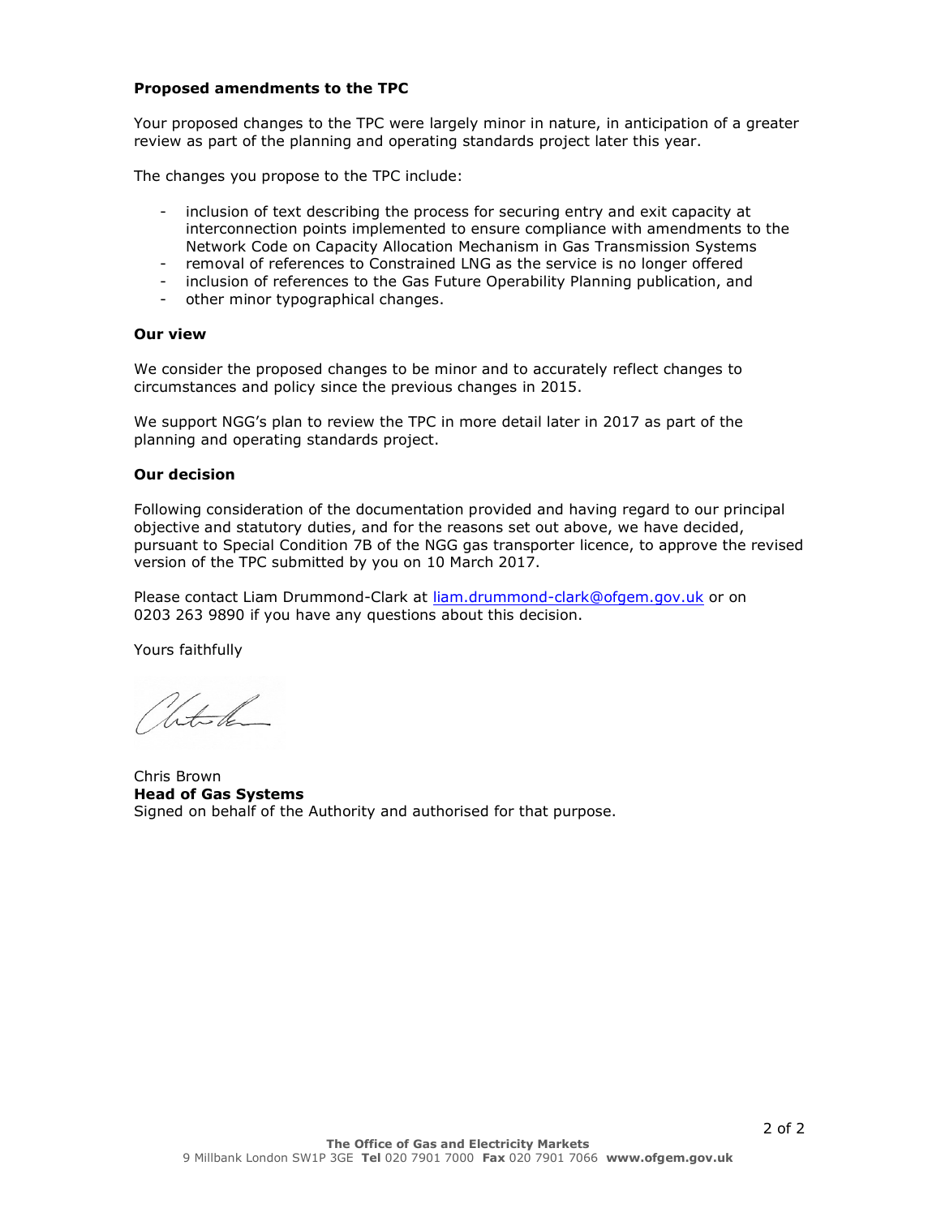**Proposed amendments to the TPC**

Your proposed changes to the TPC were largely minor in nature, in anticipation of a greater review as part of the planning and operating standards project later this year.

The changes you propose to the TPC include:

- inclusion of text describing the process for securing entry and exit capacity at interconnection points implemented to ensure compliance with amendments to the Network Code on Capacity Allocation Mechanism in Gas Transmission Systems
- removal of references to Constrained LNG as the service is no longer offered
- inclusion of references to the Gas Future Operability Planning publication, and
- other minor typographical changes.

**Our view**

We consider the proposed changes to be minor and to accurately reflect changes to circumstances and policy since the previous changes in 2015.

We support NGG's plan to review the TPC in more detail later in 2017 as part of the planning and operating standards project.

**Our decision**

Following consideration of the documentation provided and having regard to our principal objective and statutory duties, and for the reasons set out above, we have decided, pursuant to Special Condition 7B of the NGG gas transporter licence, to approve the revised version of the TPC submitted by you on 10 March 2017.

Please contact Liam Drummond-Clark at liam.drummond-clark@ofgem.gov.uk or on 0203 263 9890 if you have any questions about this decision.

Yours faithfully

Chris Brown
**Head of Gas Systems**
Signed on behalf of the Authority and authorised for that purpose.

**The Office of Gas and Electricity Markets**
9 Millbank London SW1P 3GE **Tel** 020 7901 7000 **Fax** 020 7901 7066 **www.ofgem.gov.uk**